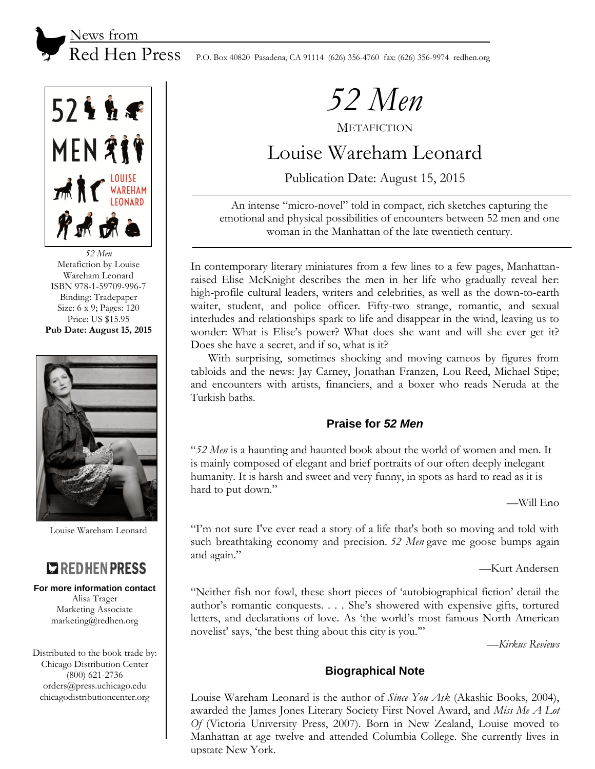News from
Red Hen Press P.O. Box 40820 Pasadena, CA 91114 (626) 356-4760 fax: (626) 356-9974 redhen.org

*52 Men*
Metafiction by Louise Wareham Leonard
ISBN 978-1-59709-996-7
Binding: Tradepaper
Size: 6 x 9; Pages: 120
Price: US $15.95
**Pub Date: August 15, 2015**

Louise Wareham Leonard

RED HEN PRESS

**For more information contact**
Alisa Trager
Marketing Associate
marketing@redhen.org

Distributed to the book trade by:
Chicago Distribution Center
(800) 621-2736
orders@press.uchicago.edu
chicagodistributioncenter.org

# *52 Men*

METAFICTION

## Louise Wareham Leonard

Publication Date: August 15, 2015

---

An intense "micro-novel" told in compact, rich sketches capturing the emotional and physical possibilities of encounters between 52 men and one woman in the Manhattan of the late twentieth century.

---

In contemporary literary miniatures from a few lines to a few pages, Manhattan-raised Elise McKnight describes the men in her life who gradually reveal her: high-profile cultural leaders, writers and celebrities, as well as the down-to-earth waiter, student, and police officer. Fifty-two strange, romantic, and sexual interludes and relationships spark to life and disappear in the wind, leaving us to wonder: What is Elise's power? What does she want and will she ever get it? Does she have a secret, and if so, what is it?

With surprising, sometimes shocking and moving cameos by figures from tabloids and the news: Jay Carney, Jonathan Franzen, Lou Reed, Michael Stipe; and encounters with artists, financiers, and a boxer who reads Neruda at the Turkish baths.

### Praise for *52 Men*

"*52 Men* is a haunting and haunted book about the world of women and men. It is mainly composed of elegant and brief portraits of our often deeply inelegant humanity. It is harsh and sweet and very funny, in spots as hard to read as it is hard to put down."

—Will Eno

"I'm not sure I've ever read a story of a life that's both so moving and told with such breathtaking economy and precision. *52 Men* gave me goose bumps again and again."

—Kurt Andersen

"Neither fish nor fowl, these short pieces of 'autobiographical fiction' detail the author's romantic conquests. . . . She's showered with expensive gifts, tortured letters, and declarations of love. As 'the world's most famous North American novelist' says, 'the best thing about this city is you.'"

—*Kirkus Reviews*

### Biographical Note

Louise Wareham Leonard is the author of *Since You Ask* (Akashic Books, 2004), awarded the James Jones Literary Society First Novel Award, and *Miss Me A Lot Of* (Victoria University Press, 2007). Born in New Zealand, Louise moved to Manhattan at age twelve and attended Columbia College. She currently lives in upstate New York.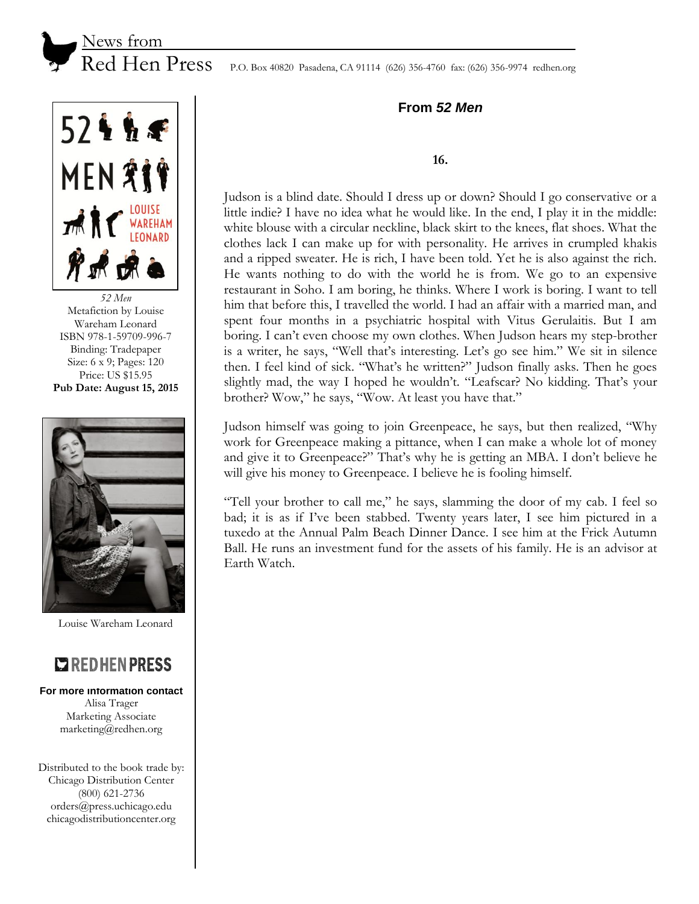News from
Red Hen Press P.O. Box 40820 Pasadena, CA 91114 (626) 356-4760 fax: (626) 356-9974 redhen.org

*52 Men*
Metafiction by Louise Wareham Leonard
ISBN 978-1-59709-996-7
Binding: Tradepaper
Size: 6 x 9; Pages: 120
Price: US $15.95
**Pub Date: August 15, 2015**

Louise Wareham Leonard

REDHENPRESS

**For more information contact**
Alisa Trager
Marketing Associate
marketing@redhen.org

Distributed to the book trade by:
Chicago Distribution Center
(800) 621-2736
orders@press.uchicago.edu
chicagodistributioncenter.org

## From *52 Men*

**16.**

Judson is a blind date. Should I dress up or down? Should I go conservative or a little indie? I have no idea what he would like. In the end, I play it in the middle: white blouse with a circular neckline, black skirt to the knees, flat shoes. What the clothes lack I can make up for with personality. He arrives in crumpled khakis and a ripped sweater. He is rich, I have been told. Yet he is also against the rich. He wants nothing to do with the world he is from. We go to an expensive restaurant in Soho. I am boring, he thinks. Where I work is boring. I want to tell him that before this, I travelled the world. I had an affair with a married man, and spent four months in a psychiatric hospital with Vitus Gerulaitis. But I am boring. I can't even choose my own clothes. When Judson hears my step-brother is a writer, he says, "Well that's interesting. Let's go see him." We sit in silence then. I feel kind of sick. "What's he written?" Judson finally asks. Then he goes slightly mad, the way I hoped he wouldn't. "Leafscar? No kidding. That's your brother? Wow," he says, "Wow. At least you have that."

Judson himself was going to join Greenpeace, he says, but then realized, "Why work for Greenpeace making a pittance, when I can make a whole lot of money and give it to Greenpeace?" That's why he is getting an MBA. I don't believe he will give his money to Greenpeace. I believe he is fooling himself.

"Tell your brother to call me," he says, slamming the door of my cab. I feel so bad; it is as if I've been stabbed. Twenty years later, I see him pictured in a tuxedo at the Annual Palm Beach Dinner Dance. I see him at the Frick Autumn Ball. He runs an investment fund for the assets of his family. He is an advisor at Earth Watch.